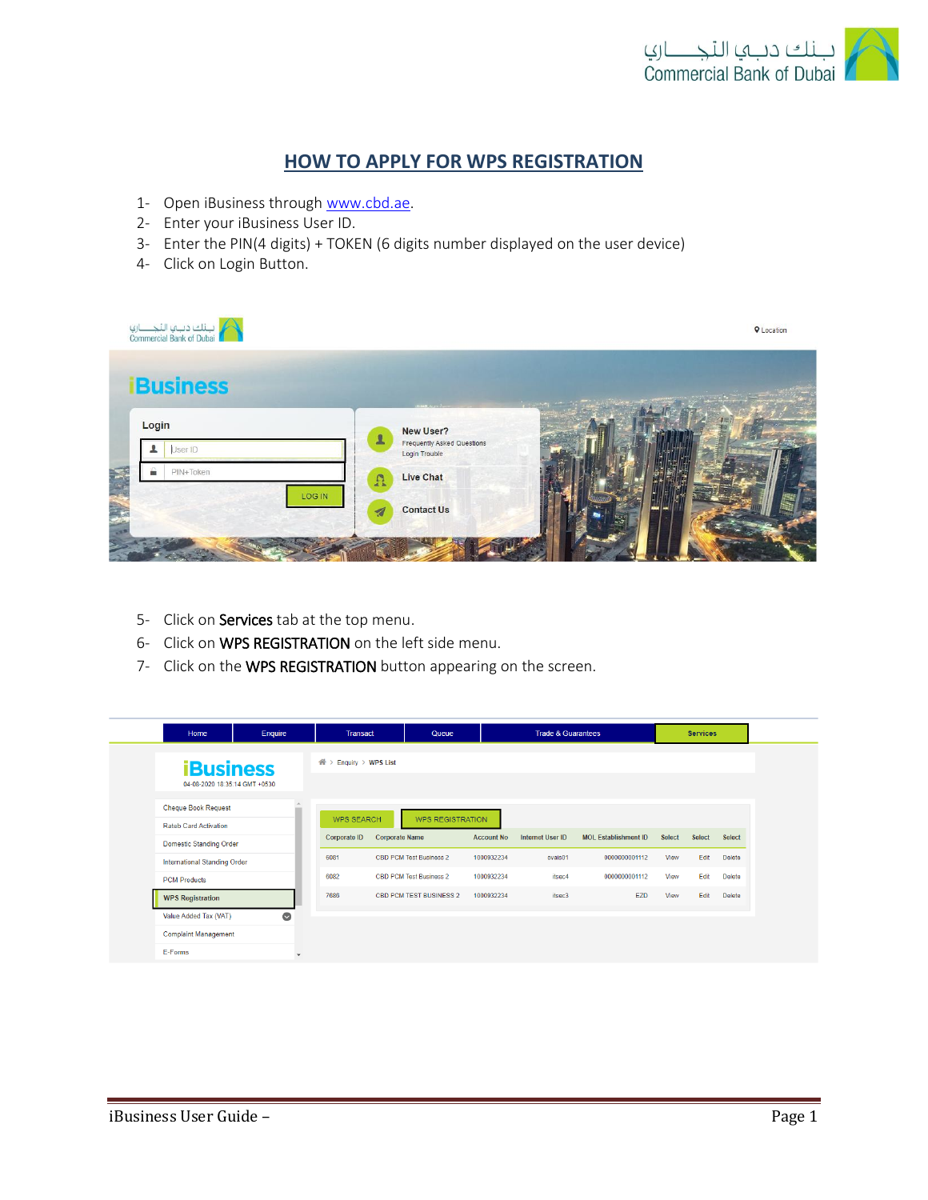## HOW TO APPLY FOR WPS REGISTRATION

1- Open iBusiness through www.cbd.ae.
2- Enter your iBusiness User ID.
3- Enter the PIN(4 digits) + TOKEN (6 digits number displayed on the user device)
4- Click on Login Button.

5- Click on Services tab at the top menu.
6- Click on WPS REGISTRATION on the left side menu.
7- Click on the WPS REGISTRATION button appearing on the screen.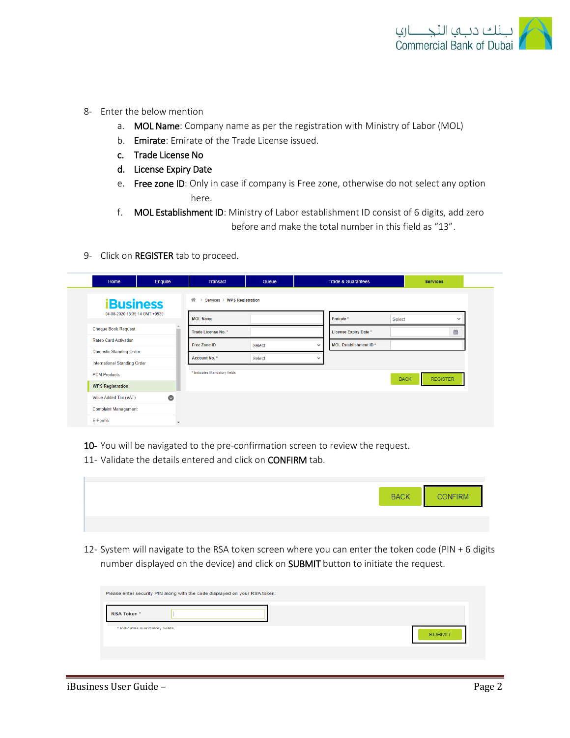8- Enter the below mention

   a. **MOL Name**: Company name as per the registration with Ministry of Labor (MOL)
   b. **Emirate**: Emirate of the Trade License issued.
   c. **Trade License No**
   d. **License Expiry Date**
   e. **Free zone ID**: Only in case if company is Free zone, otherwise do not select any option here.
   f. **MOL Establishment ID**: Ministry of Labor establishment ID consist of 6 digits, add zero before and make the total number in this field as "13".

9- Click on **REGISTER** tab to proceed.

10- You will be navigated to the pre-confirmation screen to review the request.

11- Validate the details entered and click on **CONFIRM** tab.

12- System will navigate to the RSA token screen where you can enter the token code (PIN + 6 digits number displayed on the device) and click on **SUBMIT** button to initiate the request.